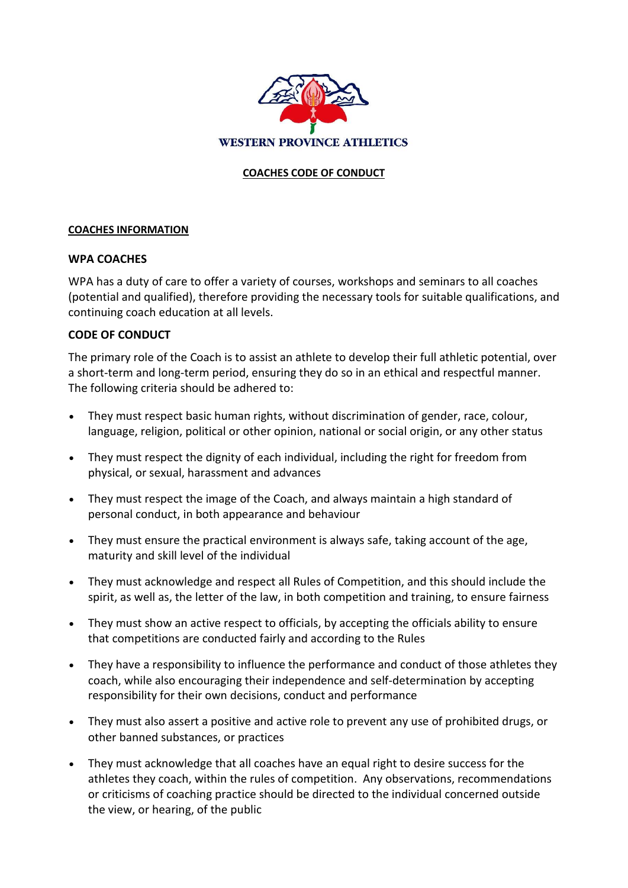WESTERN PROVINCE ATHLETICS

# COACHES CODE OF CONDUCT

## COACHES INFORMATION

### WPA COACHES

WPA has a duty of care to offer a variety of courses, workshops and seminars to all coaches (potential and qualified), therefore providing the necessary tools for suitable qualifications, and continuing coach education at all levels.

### CODE OF CONDUCT

The primary role of the Coach is to assist an athlete to develop their full athletic potential, over a short-term and long-term period, ensuring they do so in an ethical and respectful manner. The following criteria should be adhered to:

- They must respect basic human rights, without discrimination of gender, race, colour, language, religion, political or other opinion, national or social origin, or any other status
- They must respect the dignity of each individual, including the right for freedom from physical, or sexual, harassment and advances
- They must respect the image of the Coach, and always maintain a high standard of personal conduct, in both appearance and behaviour
- They must ensure the practical environment is always safe, taking account of the age, maturity and skill level of the individual
- They must acknowledge and respect all Rules of Competition, and this should include the spirit, as well as, the letter of the law, in both competition and training, to ensure fairness
- They must show an active respect to officials, by accepting the officials ability to ensure that competitions are conducted fairly and according to the Rules
- They have a responsibility to influence the performance and conduct of those athletes they coach, while also encouraging their independence and self-determination by accepting responsibility for their own decisions, conduct and performance
- They must also assert a positive and active role to prevent any use of prohibited drugs, or other banned substances, or practices
- They must acknowledge that all coaches have an equal right to desire success for the athletes they coach, within the rules of competition. Any observations, recommendations or criticisms of coaching practice should be directed to the individual concerned outside the view, or hearing, of the public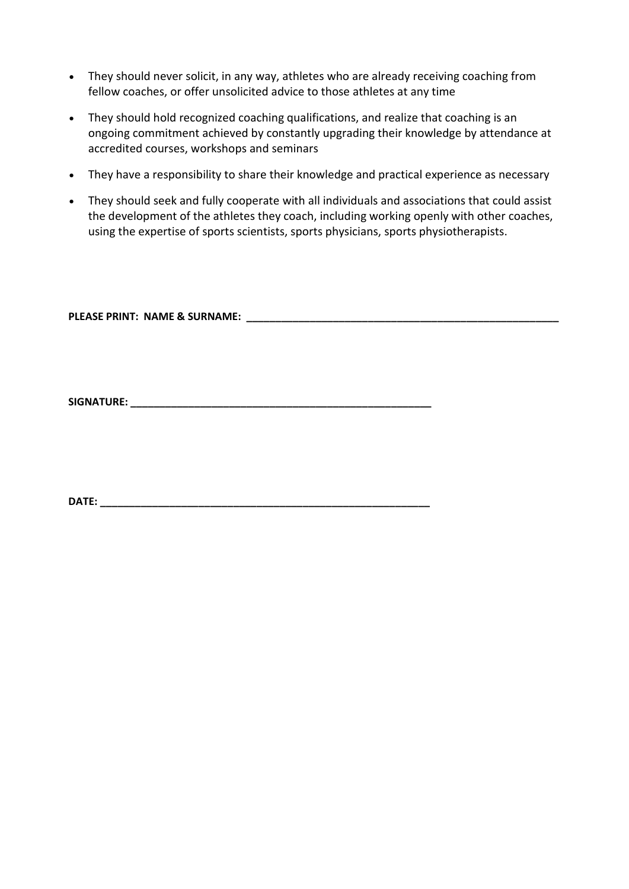- They should never solicit, in any way, athletes who are already receiving coaching from fellow coaches, or offer unsolicited advice to those athletes at any time
- They should hold recognized coaching qualifications, and realize that coaching is an ongoing commitment achieved by constantly upgrading their knowledge by attendance at accredited courses, workshops and seminars
- They have a responsibility to share their knowledge and practical experience as necessary
- They should seek and fully cooperate with all individuals and associations that could assist the development of the athletes they coach, including working openly with other coaches, using the expertise of sports scientists, sports physicians, sports physiotherapists.

**PLEASE PRINT: NAME & SURNAME: ______________________________________________________**

**SIGNATURE: ____________________________________________________**

**DATE: ________________________________________________________**